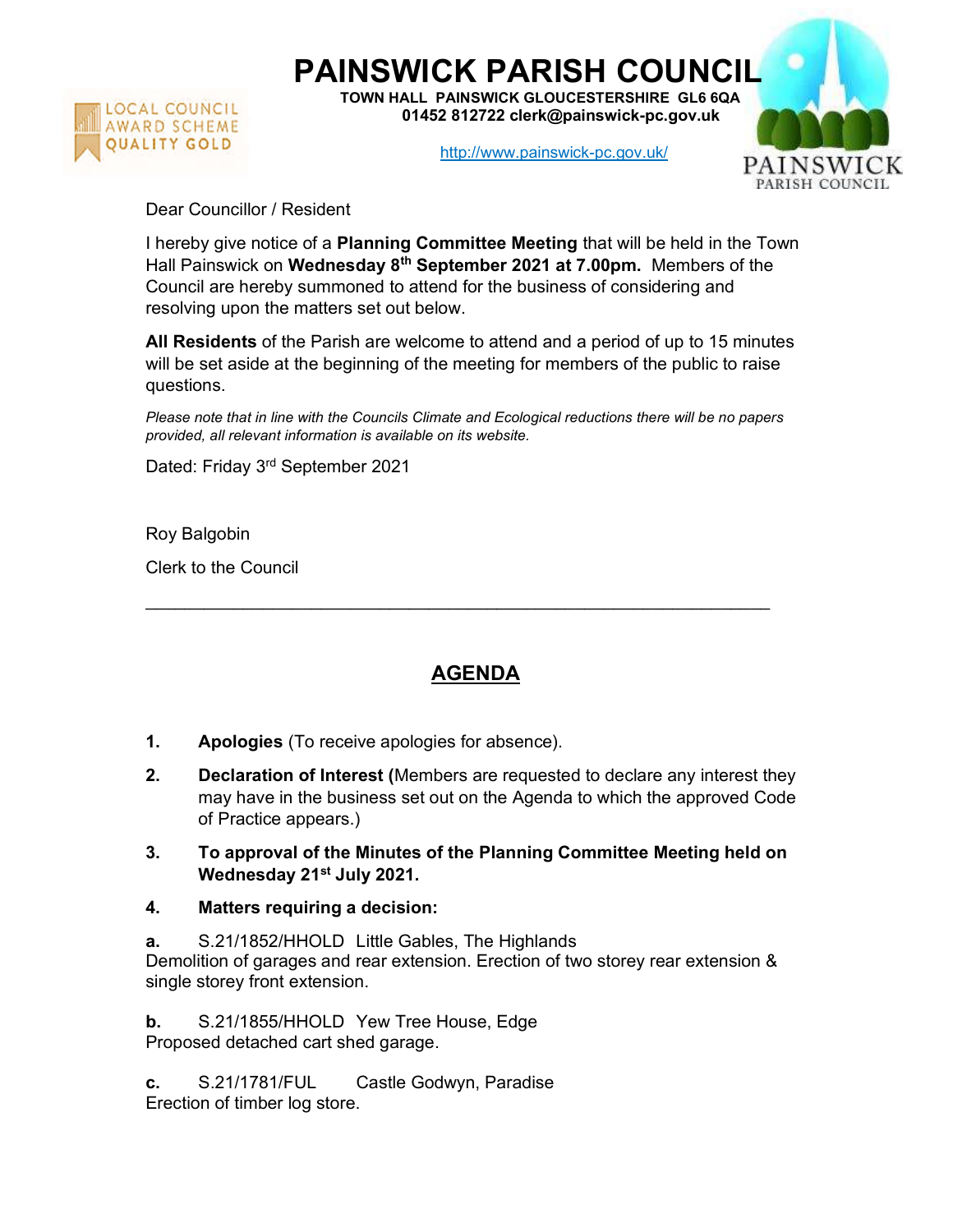# PAINSWICK PARISH COUNCIL

**TOWN HALL PAINSWICK GLOUCESTERSHIRE GL6 6QA**
**01452 812722 clerk@painswick-pc.gov.uk**

http://www.painswick-pc.gov.uk/

Dear Councillor / Resident

I hereby give notice of a **Planning Committee Meeting** that will be held in the Town Hall Painswick on **Wednesday 8th September 2021 at 7.00pm.** Members of the Council are hereby summoned to attend for the business of considering and resolving upon the matters set out below.

**All Residents** of the Parish are welcome to attend and a period of up to 15 minutes will be set aside at the beginning of the meeting for members of the public to raise questions.

*Please note that in line with the Councils Climate and Ecological reductions there will be no papers provided, all relevant information is available on its website.*

Dated: Friday 3rd September 2021

Roy Balgobin

Clerk to the Council

---

## AGENDA

1. **Apologies** (To receive apologies for absence).
2. **Declaration of Interest (**Members are requested to declare any interest they may have in the business set out on the Agenda to which the approved Code of Practice appears.)
3. **To approval of the Minutes of the Planning Committee Meeting held on Wednesday 21st July 2021.**
4. **Matters requiring a decision:**

**a.** S.21/1852/HHOLD Little Gables, The Highlands
Demolition of garages and rear extension. Erection of two storey rear extension & single storey front extension.

**b.** S.21/1855/HHOLD Yew Tree House, Edge
Proposed detached cart shed garage.

**c.** S.21/1781/FUL Castle Godwyn, Paradise
Erection of timber log store.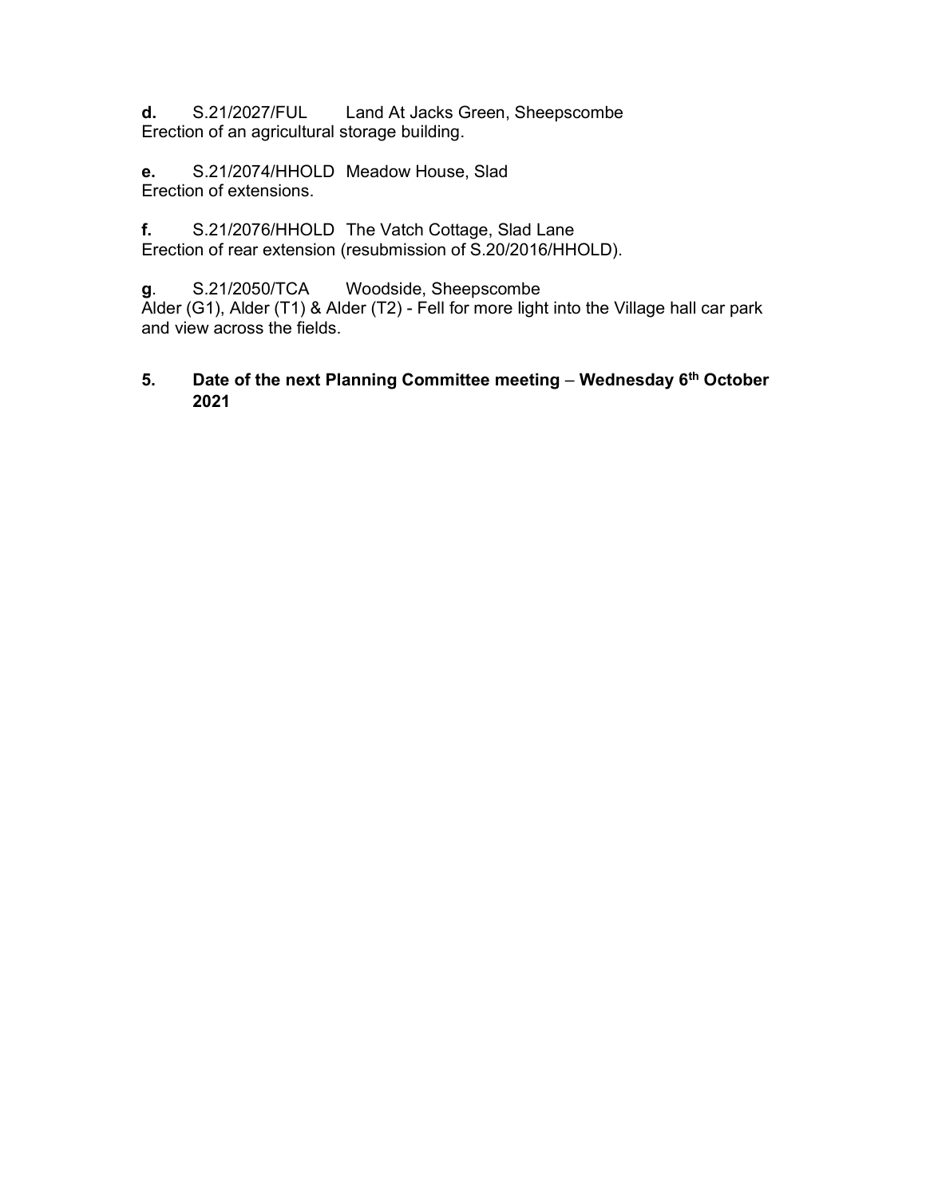**d.** S.21/2027/FUL Land At Jacks Green, Sheepscombe
Erection of an agricultural storage building.

**e.** S.21/2074/HHOLD Meadow House, Slad
Erection of extensions.

**f.** S.21/2076/HHOLD The Vatch Cottage, Slad Lane
Erection of rear extension (resubmission of S.20/2016/HHOLD).

**g**. S.21/2050/TCA Woodside, Sheepscombe
Alder (G1), Alder (T1) & Alder (T2) - Fell for more light into the Village hall car park and view across the fields.

**5. Date of the next Planning Committee meeting – Wednesday 6th October 2021**